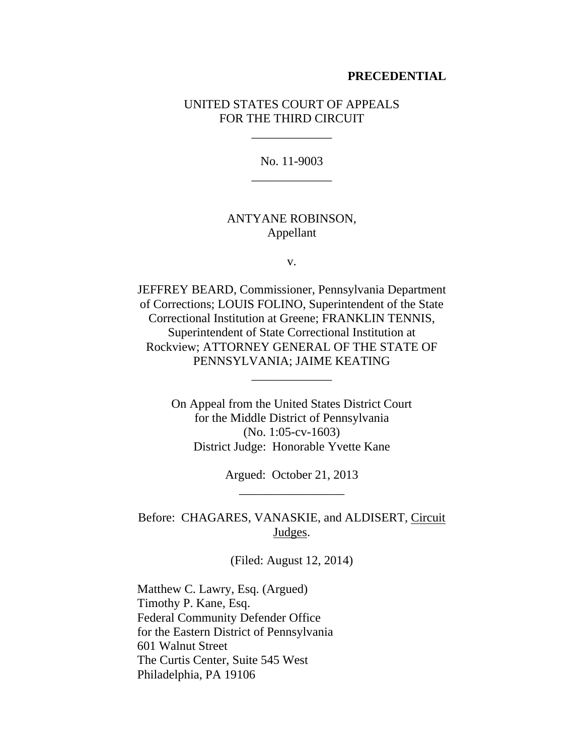**PRECEDENTIAL**

UNITED STATES COURT OF APPEALS
FOR THE THIRD CIRCUIT

\_\_\_\_\_\_\_\_\_\_\_\_\_

No. 11-9003

\_\_\_\_\_\_\_\_\_\_\_\_\_

ANTYANE ROBINSON,
Appellant

v.

JEFFREY BEARD, Commissioner, Pennsylvania Department of Corrections; LOUIS FOLINO, Superintendent of the State Correctional Institution at Greene; FRANKLIN TENNIS, Superintendent of State Correctional Institution at Rockview; ATTORNEY GENERAL OF THE STATE OF PENNSYLVANIA; JAIME KEATING

\_\_\_\_\_\_\_\_\_\_\_\_\_

On Appeal from the United States District Court
for the Middle District of Pennsylvania
(No. 1:05-cv-1603)
District Judge: Honorable Yvette Kane

Argued: October 21, 2013

\_\_\_\_\_\_\_\_\_\_\_\_\_\_\_\_\_

Before: CHAGARES, VANASKIE, and ALDISERT, Circuit Judges.

(Filed: August 12, 2014)

Matthew C. Lawry, Esq. (Argued)
Timothy P. Kane, Esq.
Federal Community Defender Office
for the Eastern District of Pennsylvania
601 Walnut Street
The Curtis Center, Suite 545 West
Philadelphia, PA 19106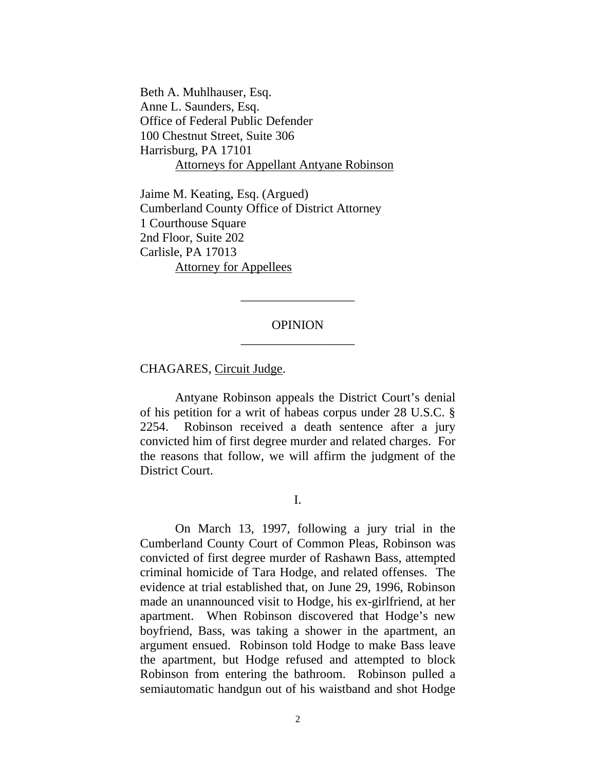Beth A. Muhlhauser, Esq.
Anne L. Saunders, Esq.
Office of Federal Public Defender
100 Chestnut Street, Suite 306
Harrisburg, PA 17101
    Attorneys for Appellant Antyane Robinson

Jaime M. Keating, Esq. (Argued)
Cumberland County Office of District Attorney
1 Courthouse Square
2nd Floor, Suite 202
Carlisle, PA 17013
    Attorney for Appellees

---

OPINION

---

CHAGARES, Circuit Judge.

Antyane Robinson appeals the District Court's denial of his petition for a writ of habeas corpus under 28 U.S.C. § 2254. Robinson received a death sentence after a jury convicted him of first degree murder and related charges. For the reasons that follow, we will affirm the judgment of the District Court.

I.

On March 13, 1997, following a jury trial in the Cumberland County Court of Common Pleas, Robinson was convicted of first degree murder of Rashawn Bass, attempted criminal homicide of Tara Hodge, and related offenses. The evidence at trial established that, on June 29, 1996, Robinson made an unannounced visit to Hodge, his ex-girlfriend, at her apartment. When Robinson discovered that Hodge's new boyfriend, Bass, was taking a shower in the apartment, an argument ensued. Robinson told Hodge to make Bass leave the apartment, but Hodge refused and attempted to block Robinson from entering the bathroom. Robinson pulled a semiautomatic handgun out of his waistband and shot Hodge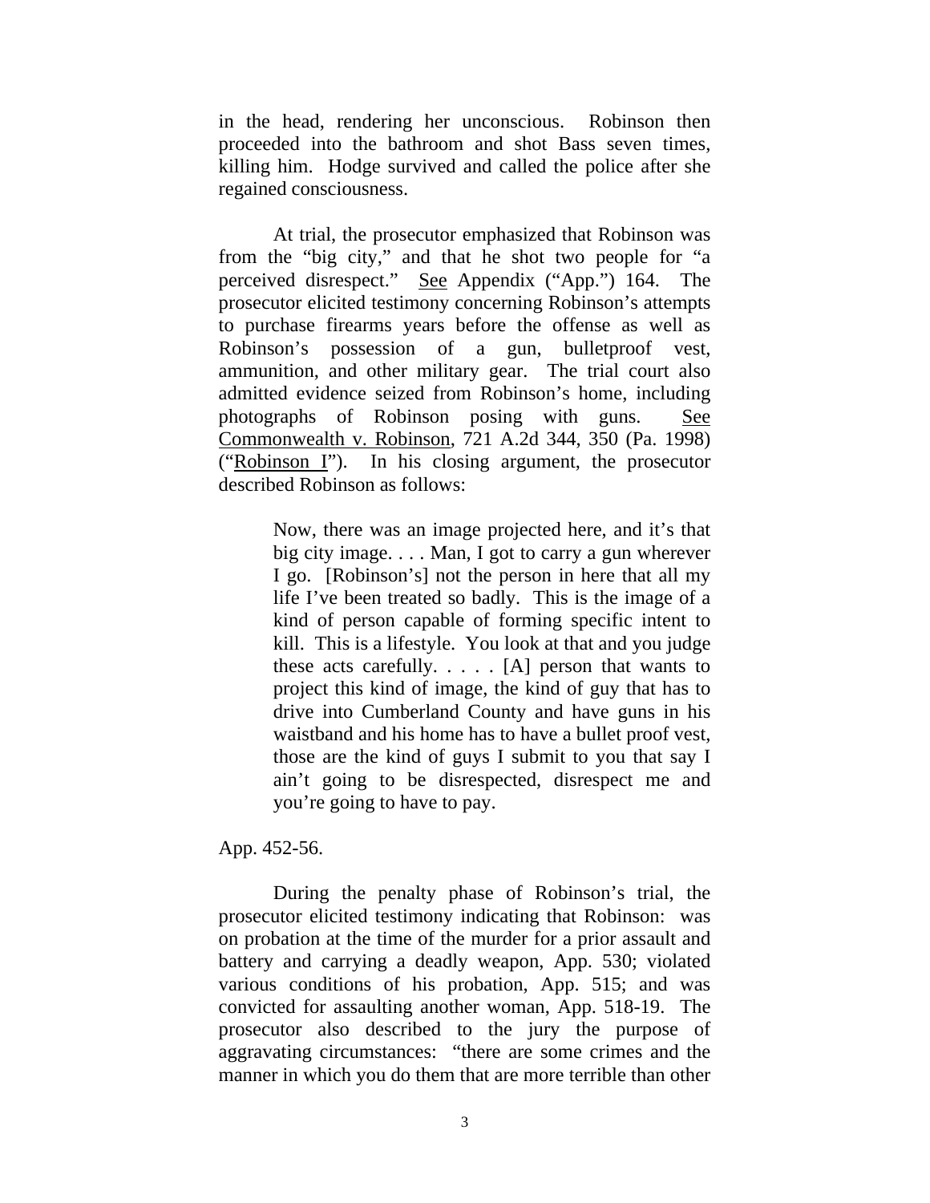in the head, rendering her unconscious. Robinson then proceeded into the bathroom and shot Bass seven times, killing him. Hodge survived and called the police after she regained consciousness.

At trial, the prosecutor emphasized that Robinson was from the "big city," and that he shot two people for "a perceived disrespect." See Appendix ("App.") 164. The prosecutor elicited testimony concerning Robinson's attempts to purchase firearms years before the offense as well as Robinson's possession of a gun, bulletproof vest, ammunition, and other military gear. The trial court also admitted evidence seized from Robinson's home, including photographs of Robinson posing with guns. See Commonwealth v. Robinson, 721 A.2d 344, 350 (Pa. 1998) ("Robinson I"). In his closing argument, the prosecutor described Robinson as follows:

> Now, there was an image projected here, and it's that big city image. . . . Man, I got to carry a gun wherever I go. [Robinson's] not the person in here that all my life I've been treated so badly. This is the image of a kind of person capable of forming specific intent to kill. This is a lifestyle. You look at that and you judge these acts carefully. . . . . [A] person that wants to project this kind of image, the kind of guy that has to drive into Cumberland County and have guns in his waistband and his home has to have a bullet proof vest, those are the kind of guys I submit to you that say I ain't going to be disrespected, disrespect me and you're going to have to pay.

App. 452-56.

During the penalty phase of Robinson's trial, the prosecutor elicited testimony indicating that Robinson: was on probation at the time of the murder for a prior assault and battery and carrying a deadly weapon, App. 530; violated various conditions of his probation, App. 515; and was convicted for assaulting another woman, App. 518-19. The prosecutor also described to the jury the purpose of aggravating circumstances: "there are some crimes and the manner in which you do them that are more terrible than other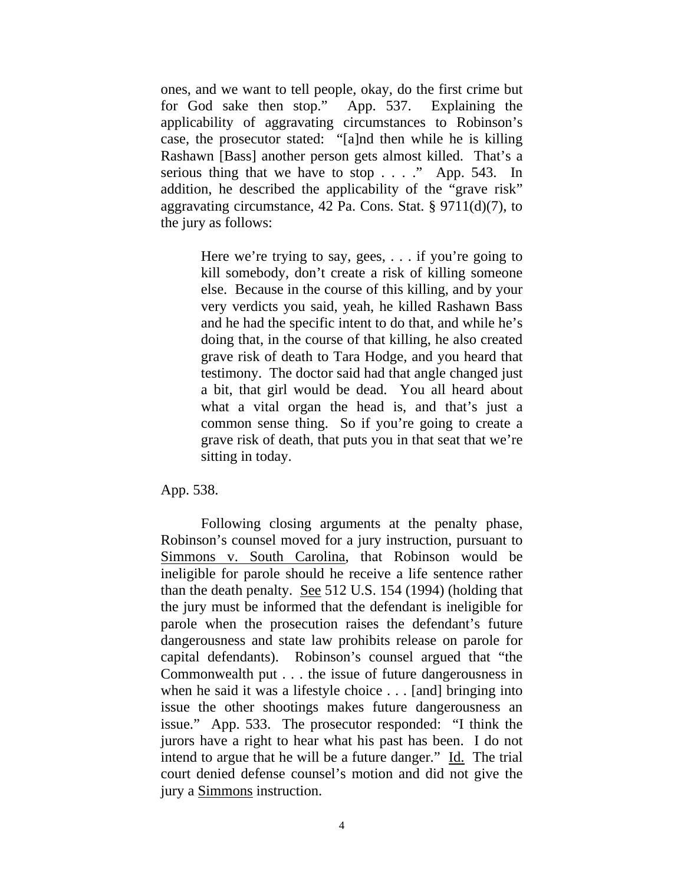ones, and we want to tell people, okay, do the first crime but for God sake then stop." App. 537. Explaining the applicability of aggravating circumstances to Robinson's case, the prosecutor stated: "[a]nd then while he is killing Rashawn [Bass] another person gets almost killed. That's a serious thing that we have to stop . . . ." App. 543. In addition, he described the applicability of the "grave risk" aggravating circumstance, 42 Pa. Cons. Stat. § 9711(d)(7), to the jury as follows:

> Here we're trying to say, gees, . . . if you're going to kill somebody, don't create a risk of killing someone else. Because in the course of this killing, and by your very verdicts you said, yeah, he killed Rashawn Bass and he had the specific intent to do that, and while he's doing that, in the course of that killing, he also created grave risk of death to Tara Hodge, and you heard that testimony. The doctor said had that angle changed just a bit, that girl would be dead. You all heard about what a vital organ the head is, and that's just a common sense thing. So if you're going to create a grave risk of death, that puts you in that seat that we're sitting in today.

App. 538.

Following closing arguments at the penalty phase, Robinson's counsel moved for a jury instruction, pursuant to Simmons v. South Carolina, that Robinson would be ineligible for parole should he receive a life sentence rather than the death penalty. See 512 U.S. 154 (1994) (holding that the jury must be informed that the defendant is ineligible for parole when the prosecution raises the defendant's future dangerousness and state law prohibits release on parole for capital defendants). Robinson's counsel argued that "the Commonwealth put . . . the issue of future dangerousness in when he said it was a lifestyle choice . . . [and] bringing into issue the other shootings makes future dangerousness an issue." App. 533. The prosecutor responded: "I think the jurors have a right to hear what his past has been. I do not intend to argue that he will be a future danger." Id. The trial court denied defense counsel's motion and did not give the jury a Simmons instruction.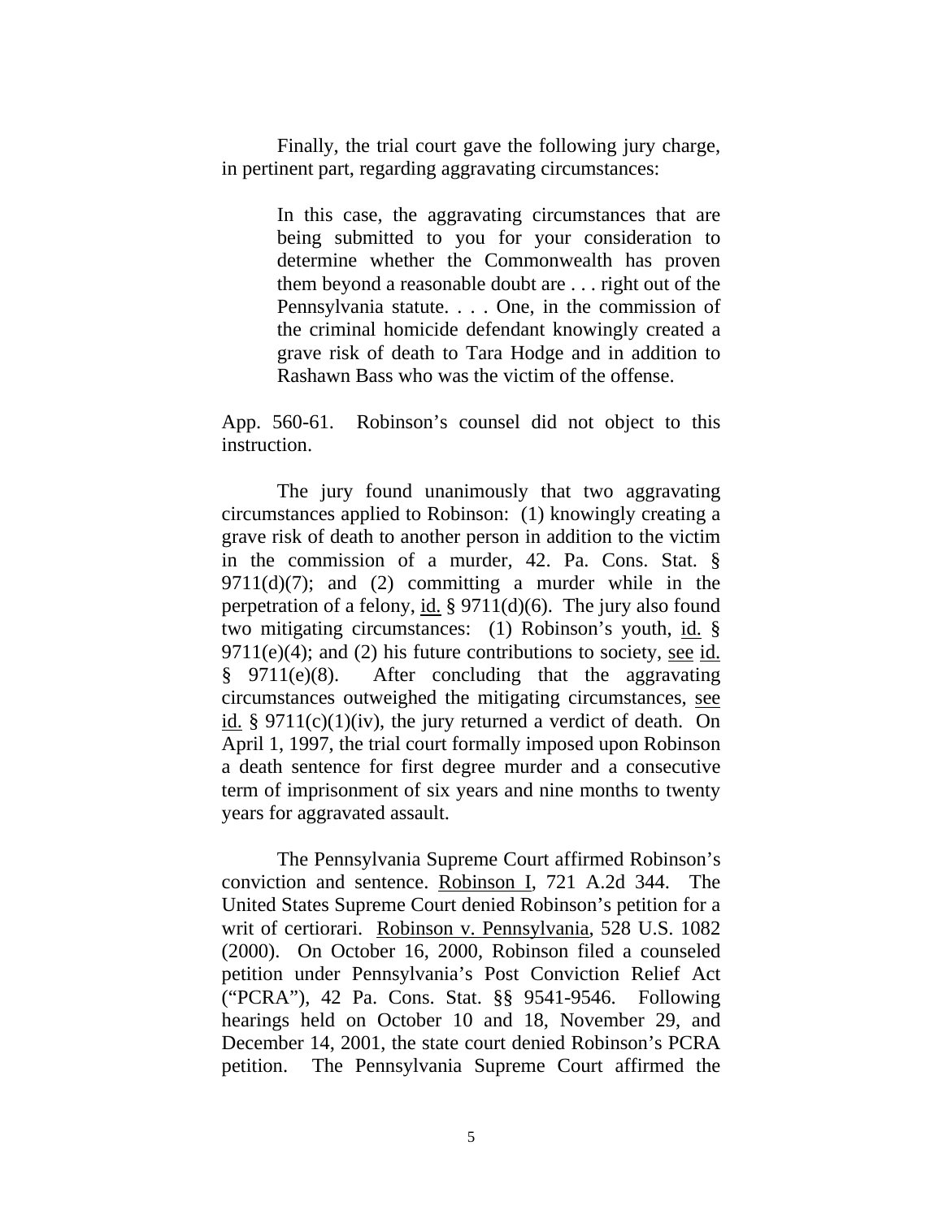Finally, the trial court gave the following jury charge, in pertinent part, regarding aggravating circumstances:

> In this case, the aggravating circumstances that are being submitted to you for your consideration to determine whether the Commonwealth has proven them beyond a reasonable doubt are . . . right out of the Pennsylvania statute. . . . One, in the commission of the criminal homicide defendant knowingly created a grave risk of death to Tara Hodge and in addition to Rashawn Bass who was the victim of the offense.

App. 560-61. Robinson's counsel did not object to this instruction.

The jury found unanimously that two aggravating circumstances applied to Robinson: (1) knowingly creating a grave risk of death to another person in addition to the victim in the commission of a murder, 42. Pa. Cons. Stat. § 9711(d)(7); and (2) committing a murder while in the perpetration of a felony, id. § 9711(d)(6). The jury also found two mitigating circumstances: (1) Robinson's youth, id. § 9711(e)(4); and (2) his future contributions to society, see id. § 9711(e)(8). After concluding that the aggravating circumstances outweighed the mitigating circumstances, see id. § 9711(c)(1)(iv), the jury returned a verdict of death. On April 1, 1997, the trial court formally imposed upon Robinson a death sentence for first degree murder and a consecutive term of imprisonment of six years and nine months to twenty years for aggravated assault.

The Pennsylvania Supreme Court affirmed Robinson's conviction and sentence. Robinson I, 721 A.2d 344. The United States Supreme Court denied Robinson's petition for a writ of certiorari. Robinson v. Pennsylvania, 528 U.S. 1082 (2000). On October 16, 2000, Robinson filed a counseled petition under Pennsylvania's Post Conviction Relief Act ("PCRA"), 42 Pa. Cons. Stat. §§ 9541-9546. Following hearings held on October 10 and 18, November 29, and December 14, 2001, the state court denied Robinson's PCRA petition. The Pennsylvania Supreme Court affirmed the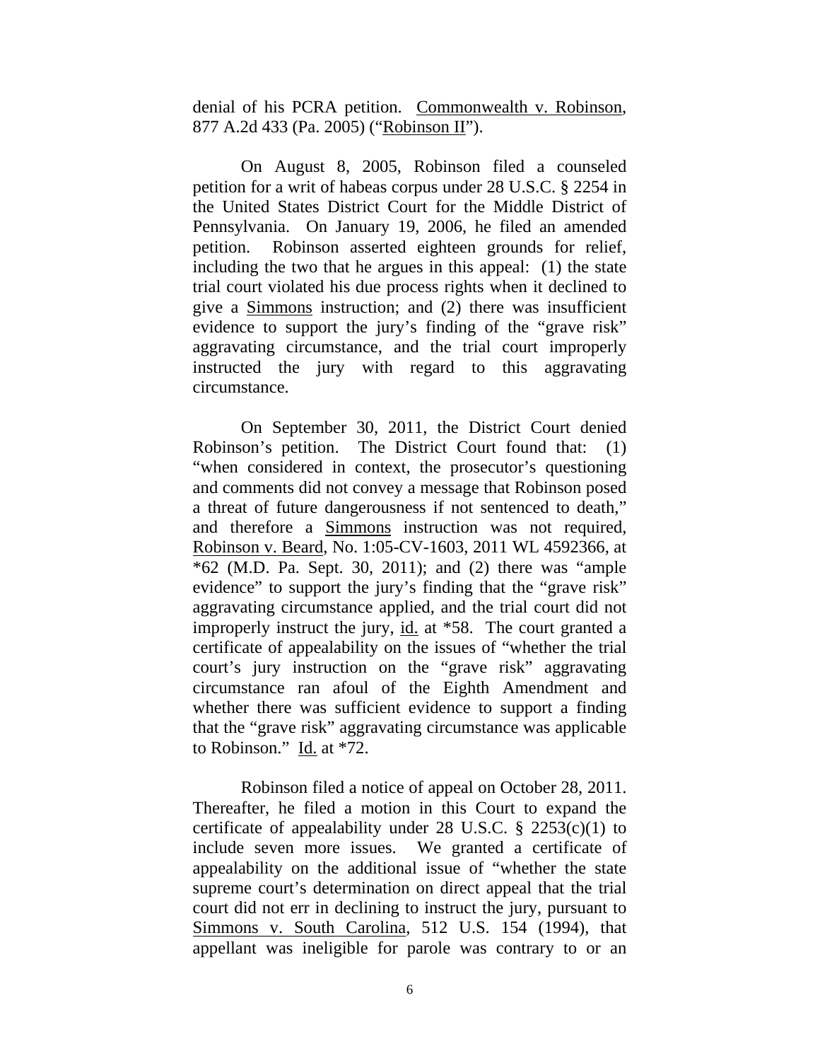denial of his PCRA petition. Commonwealth v. Robinson, 877 A.2d 433 (Pa. 2005) ("Robinson II").

On August 8, 2005, Robinson filed a counseled petition for a writ of habeas corpus under 28 U.S.C. § 2254 in the United States District Court for the Middle District of Pennsylvania. On January 19, 2006, he filed an amended petition. Robinson asserted eighteen grounds for relief, including the two that he argues in this appeal: (1) the state trial court violated his due process rights when it declined to give a Simmons instruction; and (2) there was insufficient evidence to support the jury's finding of the "grave risk" aggravating circumstance, and the trial court improperly instructed the jury with regard to this aggravating circumstance.

On September 30, 2011, the District Court denied Robinson's petition. The District Court found that: (1) "when considered in context, the prosecutor's questioning and comments did not convey a message that Robinson posed a threat of future dangerousness if not sentenced to death," and therefore a Simmons instruction was not required, Robinson v. Beard, No. 1:05-CV-1603, 2011 WL 4592366, at *62 (M.D. Pa. Sept. 30, 2011); and (2) there was "ample evidence" to support the jury's finding that the "grave risk" aggravating circumstance applied, and the trial court did not improperly instruct the jury, id. at *58. The court granted a certificate of appealability on the issues of "whether the trial court's jury instruction on the "grave risk" aggravating circumstance ran afoul of the Eighth Amendment and whether there was sufficient evidence to support a finding that the "grave risk" aggravating circumstance was applicable to Robinson." Id. at *72.

Robinson filed a notice of appeal on October 28, 2011. Thereafter, he filed a motion in this Court to expand the certificate of appealability under 28 U.S.C. § 2253(c)(1) to include seven more issues. We granted a certificate of appealability on the additional issue of "whether the state supreme court's determination on direct appeal that the trial court did not err in declining to instruct the jury, pursuant to Simmons v. South Carolina, 512 U.S. 154 (1994), that appellant was ineligible for parole was contrary to or an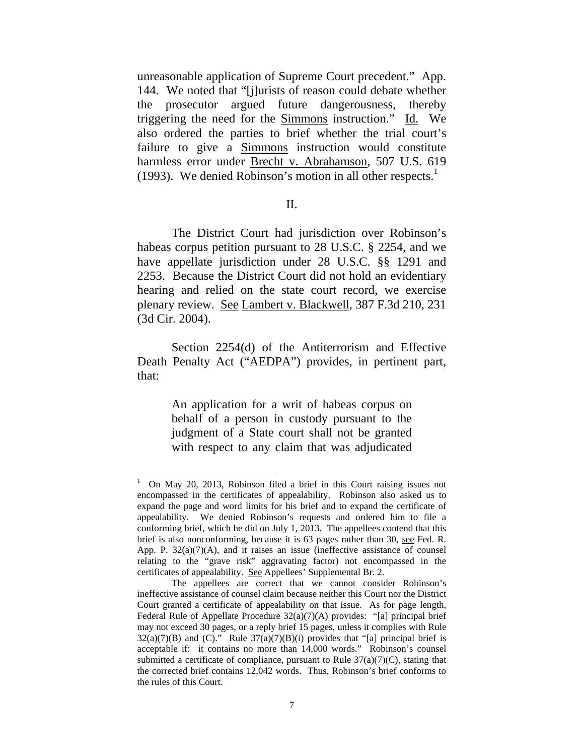unreasonable application of Supreme Court precedent." App. 144. We noted that "[j]urists of reason could debate whether the prosecutor argued future dangerousness, thereby triggering the need for the Simmons instruction." Id. We also ordered the parties to brief whether the trial court's failure to give a Simmons instruction would constitute harmless error under Brecht v. Abrahamson, 507 U.S. 619 (1993). We denied Robinson's motion in all other respects.[1]

## II.

The District Court had jurisdiction over Robinson's habeas corpus petition pursuant to 28 U.S.C. § 2254, and we have appellate jurisdiction under 28 U.S.C. §§ 1291 and 2253. Because the District Court did not hold an evidentiary hearing and relied on the state court record, we exercise plenary review. See Lambert v. Blackwell, 387 F.3d 210, 231 (3d Cir. 2004).

Section 2254(d) of the Antiterrorism and Effective Death Penalty Act ("AEDPA") provides, in pertinent part, that:

> An application for a writ of habeas corpus on behalf of a person in custody pursuant to the judgment of a State court shall not be granted with respect to any claim that was adjudicated

---

[1] On May 20, 2013, Robinson filed a brief in this Court raising issues not encompassed in the certificates of appealability. Robinson also asked us to expand the page and word limits for his brief and to expand the certificate of appealability. We denied Robinson's requests and ordered him to file a conforming brief, which he did on July 1, 2013. The appellees contend that this brief is also nonconforming, because it is 63 pages rather than 30, see Fed. R. App. P. 32(a)(7)(A), and it raises an issue (ineffective assistance of counsel relating to the "grave risk" aggravating factor) not encompassed in the certificates of appealability. See Appellees' Supplemental Br. 2.

The appellees are correct that we cannot consider Robinson's ineffective assistance of counsel claim because neither this Court nor the District Court granted a certificate of appealability on that issue. As for page length, Federal Rule of Appellate Procedure 32(a)(7)(A) provides: "[a] principal brief may not exceed 30 pages, or a reply brief 15 pages, unless it complies with Rule 32(a)(7)(B) and (C)." Rule 37(a)(7)(B)(i) provides that "[a] principal brief is acceptable if: it contains no more than 14,000 words." Robinson's counsel submitted a certificate of compliance, pursuant to Rule 37(a)(7)(C), stating that the corrected brief contains 12,042 words. Thus, Robinson's brief conforms to the rules of this Court.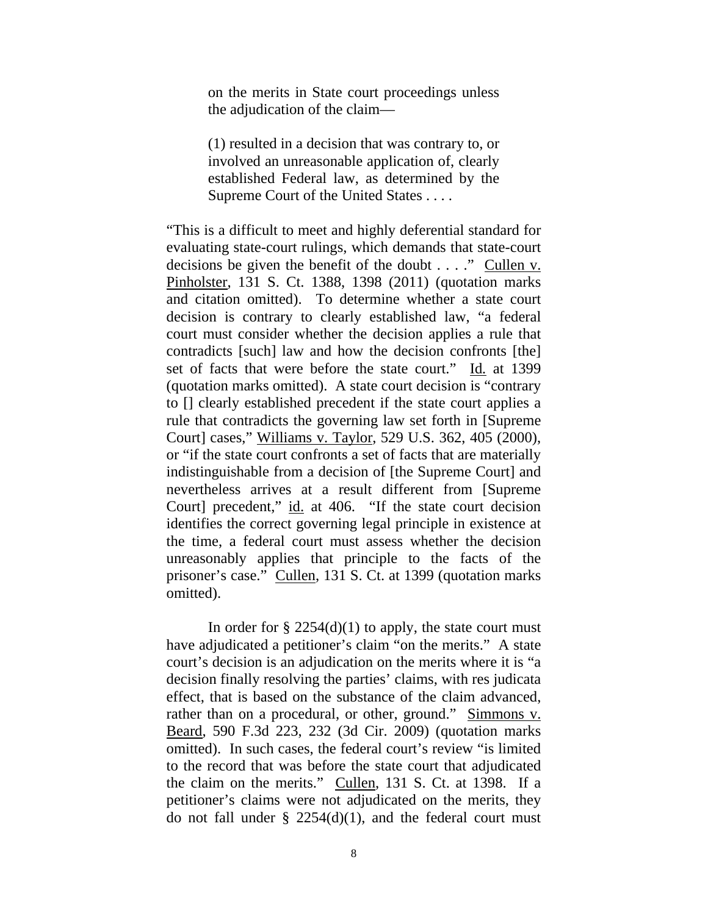> on the merits in State court proceedings unless the adjudication of the claim—
>
> (1) resulted in a decision that was contrary to, or involved an unreasonable application of, clearly established Federal law, as determined by the Supreme Court of the United States . . . .

"This is a difficult to meet and highly deferential standard for evaluating state-court rulings, which demands that state-court decisions be given the benefit of the doubt . . . ." Cullen v. Pinholster, 131 S. Ct. 1388, 1398 (2011) (quotation marks and citation omitted). To determine whether a state court decision is contrary to clearly established law, "a federal court must consider whether the decision applies a rule that contradicts [such] law and how the decision confronts [the] set of facts that were before the state court." Id. at 1399 (quotation marks omitted). A state court decision is "contrary to [] clearly established precedent if the state court applies a rule that contradicts the governing law set forth in [Supreme Court] cases," Williams v. Taylor, 529 U.S. 362, 405 (2000), or "if the state court confronts a set of facts that are materially indistinguishable from a decision of [the Supreme Court] and nevertheless arrives at a result different from [Supreme Court] precedent," id. at 406. "If the state court decision identifies the correct governing legal principle in existence at the time, a federal court must assess whether the decision unreasonably applies that principle to the facts of the prisoner's case." Cullen, 131 S. Ct. at 1399 (quotation marks omitted).

In order for § 2254(d)(1) to apply, the state court must have adjudicated a petitioner's claim "on the merits." A state court's decision is an adjudication on the merits where it is "a decision finally resolving the parties' claims, with res judicata effect, that is based on the substance of the claim advanced, rather than on a procedural, or other, ground." Simmons v. Beard, 590 F.3d 223, 232 (3d Cir. 2009) (quotation marks omitted). In such cases, the federal court's review "is limited to the record that was before the state court that adjudicated the claim on the merits." Cullen, 131 S. Ct. at 1398. If a petitioner's claims were not adjudicated on the merits, they do not fall under § 2254(d)(1), and the federal court must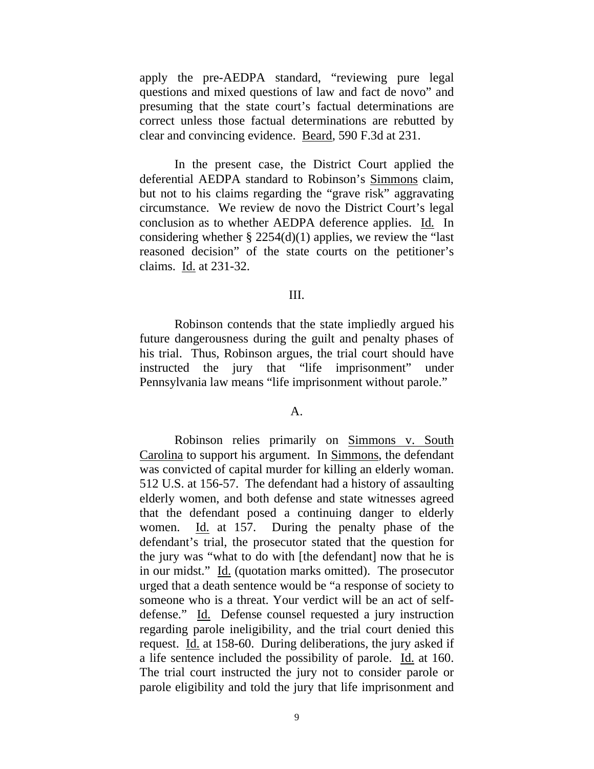apply the pre-AEDPA standard, "reviewing pure legal questions and mixed questions of law and fact de novo" and presuming that the state court's factual determinations are correct unless those factual determinations are rebutted by clear and convincing evidence. Beard, 590 F.3d at 231.

In the present case, the District Court applied the deferential AEDPA standard to Robinson's Simmons claim, but not to his claims regarding the "grave risk" aggravating circumstance. We review de novo the District Court's legal conclusion as to whether AEDPA deference applies. Id. In considering whether § 2254(d)(1) applies, we review the "last reasoned decision" of the state courts on the petitioner's claims. Id. at 231-32.

## III.

Robinson contends that the state impliedly argued his future dangerousness during the guilt and penalty phases of his trial. Thus, Robinson argues, the trial court should have instructed the jury that "life imprisonment" under Pennsylvania law means "life imprisonment without parole."

### A.

Robinson relies primarily on Simmons v. South Carolina to support his argument. In Simmons, the defendant was convicted of capital murder for killing an elderly woman. 512 U.S. at 156-57. The defendant had a history of assaulting elderly women, and both defense and state witnesses agreed that the defendant posed a continuing danger to elderly women. Id. at 157. During the penalty phase of the defendant's trial, the prosecutor stated that the question for the jury was "what to do with [the defendant] now that he is in our midst." Id. (quotation marks omitted). The prosecutor urged that a death sentence would be "a response of society to someone who is a threat. Your verdict will be an act of self-defense." Id. Defense counsel requested a jury instruction regarding parole ineligibility, and the trial court denied this request. Id. at 158-60. During deliberations, the jury asked if a life sentence included the possibility of parole. Id. at 160. The trial court instructed the jury not to consider parole or parole eligibility and told the jury that life imprisonment and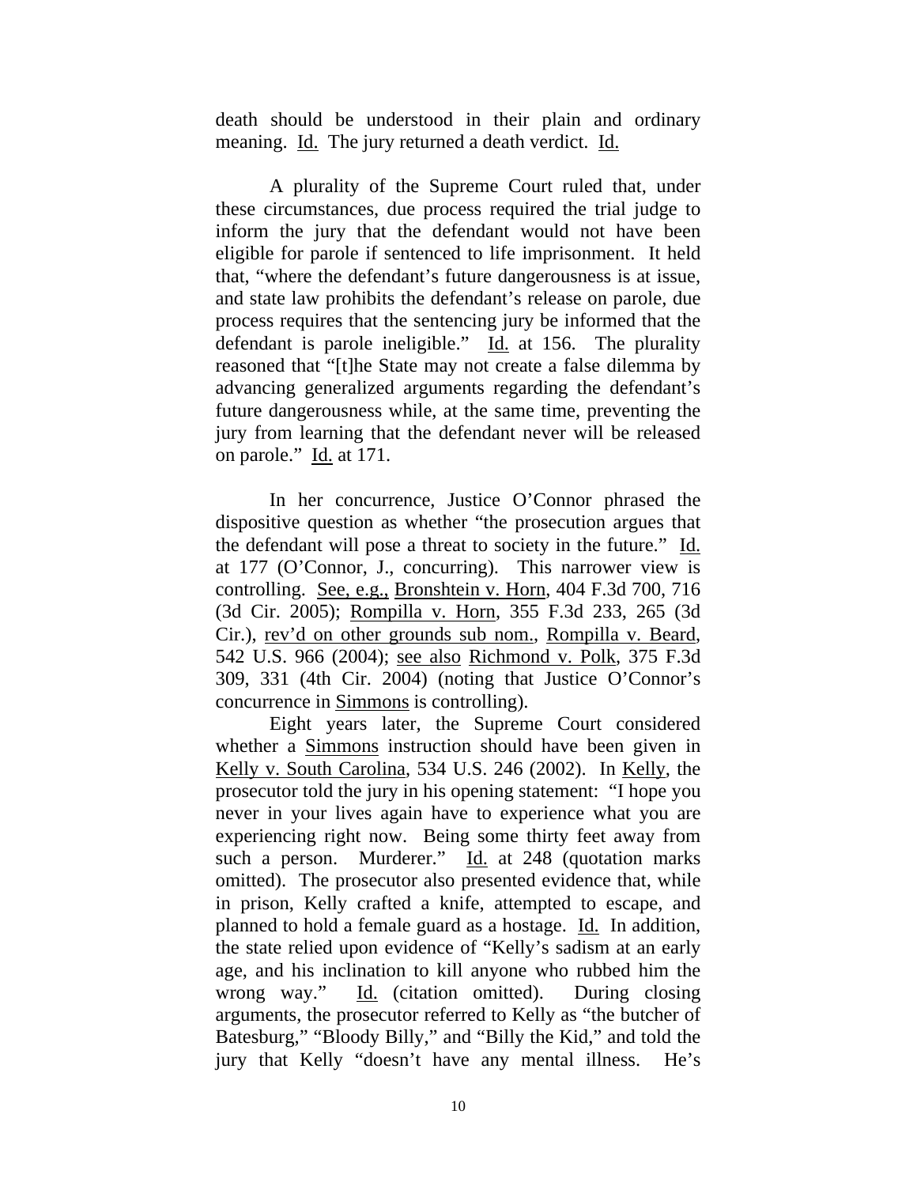death should be understood in their plain and ordinary meaning. Id. The jury returned a death verdict. Id.

A plurality of the Supreme Court ruled that, under these circumstances, due process required the trial judge to inform the jury that the defendant would not have been eligible for parole if sentenced to life imprisonment. It held that, "where the defendant's future dangerousness is at issue, and state law prohibits the defendant's release on parole, due process requires that the sentencing jury be informed that the defendant is parole ineligible." Id. at 156. The plurality reasoned that "[t]he State may not create a false dilemma by advancing generalized arguments regarding the defendant's future dangerousness while, at the same time, preventing the jury from learning that the defendant never will be released on parole." Id. at 171.

In her concurrence, Justice O'Connor phrased the dispositive question as whether "the prosecution argues that the defendant will pose a threat to society in the future." Id. at 177 (O'Connor, J., concurring). This narrower view is controlling. See, e.g., Bronshtein v. Horn, 404 F.3d 700, 716 (3d Cir. 2005); Rompilla v. Horn, 355 F.3d 233, 265 (3d Cir.), rev'd on other grounds sub nom., Rompilla v. Beard, 542 U.S. 966 (2004); see also Richmond v. Polk, 375 F.3d 309, 331 (4th Cir. 2004) (noting that Justice O'Connor's concurrence in Simmons is controlling).

Eight years later, the Supreme Court considered whether a Simmons instruction should have been given in Kelly v. South Carolina, 534 U.S. 246 (2002). In Kelly, the prosecutor told the jury in his opening statement: "I hope you never in your lives again have to experience what you are experiencing right now. Being some thirty feet away from such a person. Murderer." Id. at 248 (quotation marks omitted). The prosecutor also presented evidence that, while in prison, Kelly crafted a knife, attempted to escape, and planned to hold a female guard as a hostage. Id. In addition, the state relied upon evidence of "Kelly's sadism at an early age, and his inclination to kill anyone who rubbed him the wrong way." Id. (citation omitted). During closing arguments, the prosecutor referred to Kelly as "the butcher of Batesburg," "Bloody Billy," and "Billy the Kid," and told the jury that Kelly "doesn't have any mental illness. He's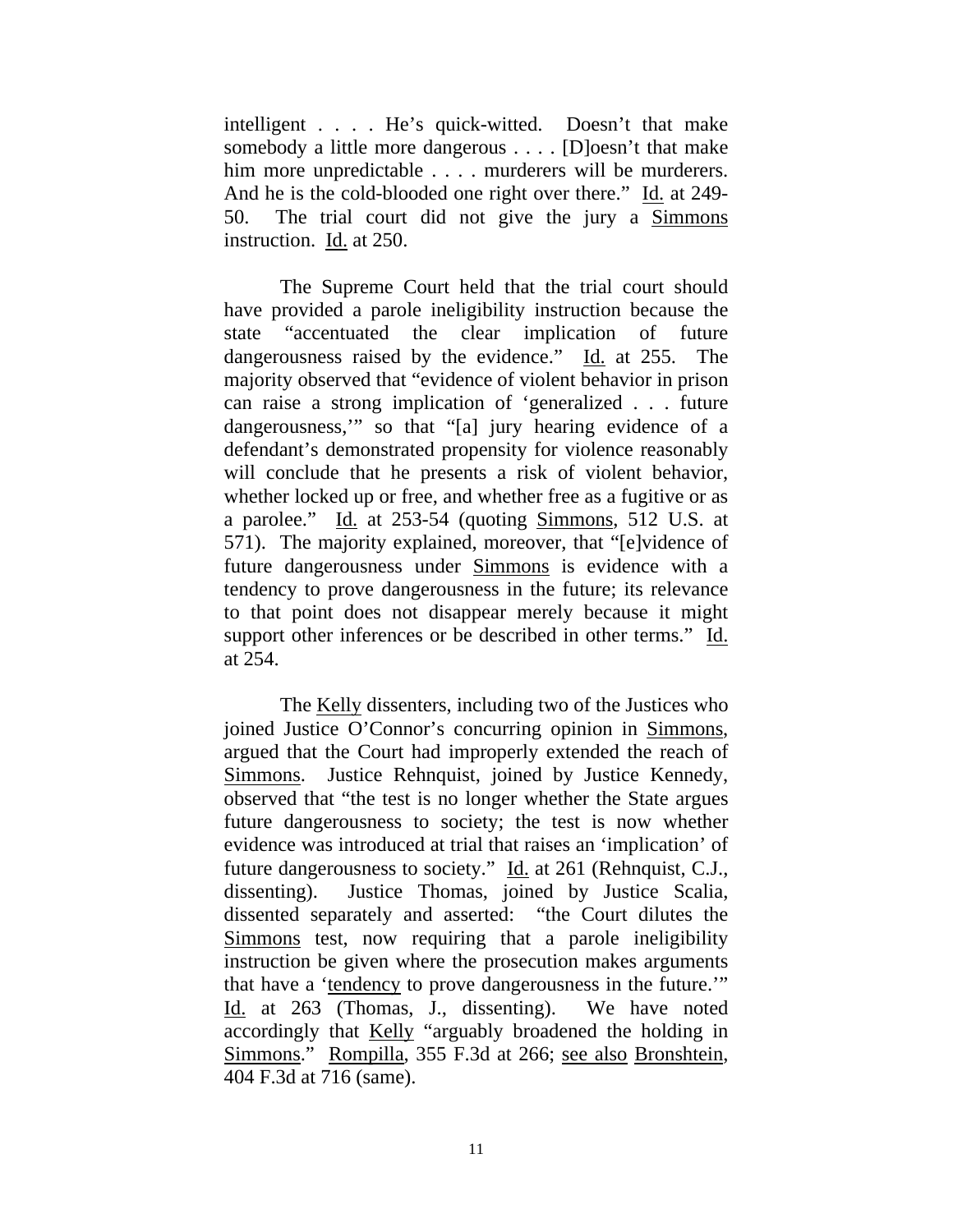intelligent . . . . He's quick-witted. Doesn't that make somebody a little more dangerous . . . . [D]oesn't that make him more unpredictable . . . . murderers will be murderers. And he is the cold-blooded one right over there." Id. at 249-50. The trial court did not give the jury a Simmons instruction. Id. at 250.

The Supreme Court held that the trial court should have provided a parole ineligibility instruction because the state "accentuated the clear implication of future dangerousness raised by the evidence." Id. at 255. The majority observed that "evidence of violent behavior in prison can raise a strong implication of 'generalized . . . future dangerousness,'" so that "[a] jury hearing evidence of a defendant's demonstrated propensity for violence reasonably will conclude that he presents a risk of violent behavior, whether locked up or free, and whether free as a fugitive or as a parolee." Id. at 253-54 (quoting Simmons, 512 U.S. at 571). The majority explained, moreover, that "[e]vidence of future dangerousness under Simmons is evidence with a tendency to prove dangerousness in the future; its relevance to that point does not disappear merely because it might support other inferences or be described in other terms." Id. at 254.

The Kelly dissenters, including two of the Justices who joined Justice O'Connor's concurring opinion in Simmons, argued that the Court had improperly extended the reach of Simmons. Justice Rehnquist, joined by Justice Kennedy, observed that "the test is no longer whether the State argues future dangerousness to society; the test is now whether evidence was introduced at trial that raises an 'implication' of future dangerousness to society." Id. at 261 (Rehnquist, C.J., dissenting). Justice Thomas, joined by Justice Scalia, dissented separately and asserted: "the Court dilutes the Simmons test, now requiring that a parole ineligibility instruction be given where the prosecution makes arguments that have a 'tendency to prove dangerousness in the future.'" Id. at 263 (Thomas, J., dissenting). We have noted accordingly that Kelly "arguably broadened the holding in Simmons." Rompilla, 355 F.3d at 266; see also Bronshtein, 404 F.3d at 716 (same).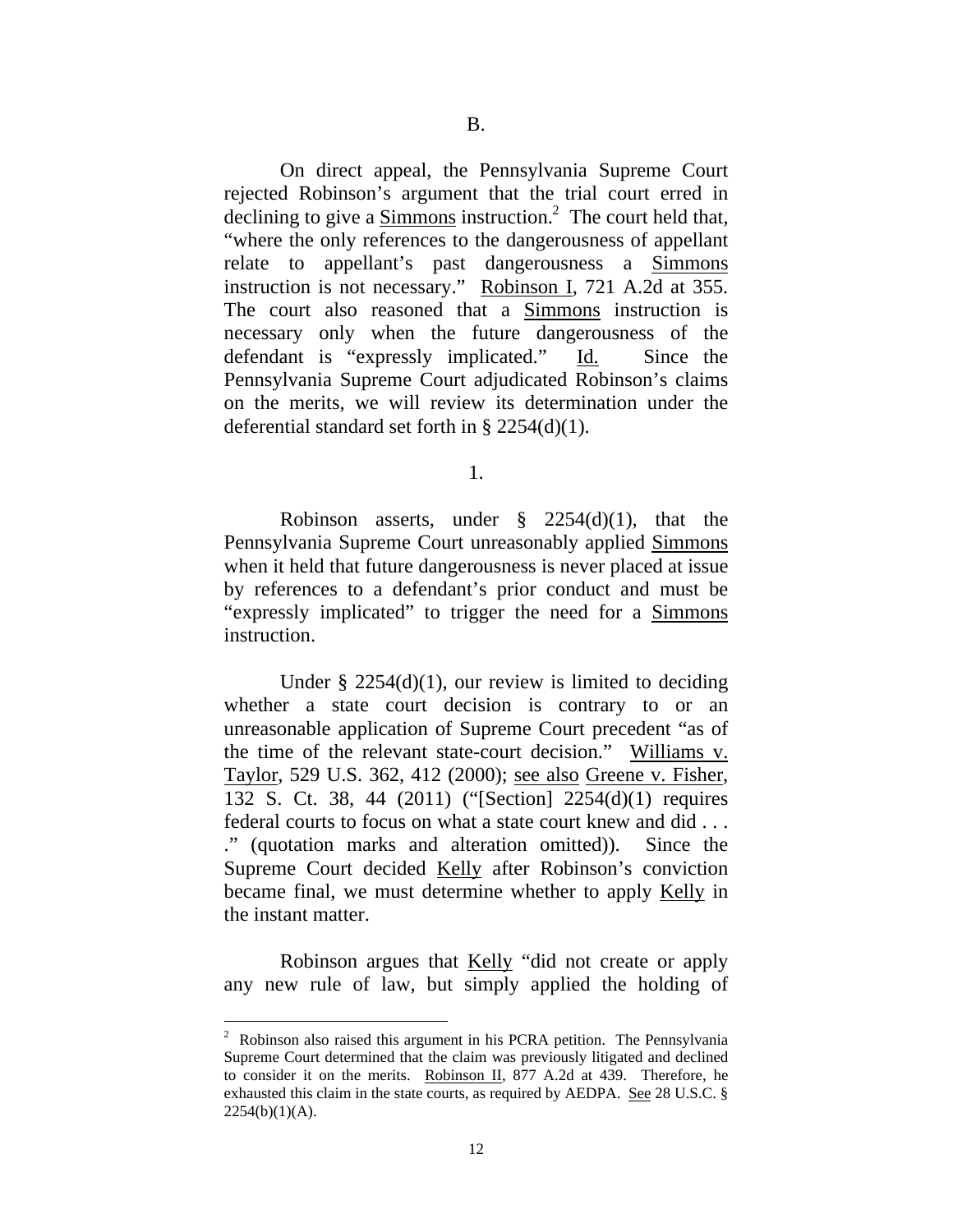B.

On direct appeal, the Pennsylvania Supreme Court rejected Robinson's argument that the trial court erred in declining to give a Simmons instruction.[2] The court held that, "where the only references to the dangerousness of appellant relate to appellant's past dangerousness a Simmons instruction is not necessary." Robinson I, 721 A.2d at 355. The court also reasoned that a Simmons instruction is necessary only when the future dangerousness of the defendant is "expressly implicated." Id. Since the Pennsylvania Supreme Court adjudicated Robinson's claims on the merits, we will review its determination under the deferential standard set forth in § 2254(d)(1).

1.

Robinson asserts, under § 2254(d)(1), that the Pennsylvania Supreme Court unreasonably applied Simmons when it held that future dangerousness is never placed at issue by references to a defendant's prior conduct and must be "expressly implicated" to trigger the need for a Simmons instruction.

Under § 2254(d)(1), our review is limited to deciding whether a state court decision is contrary to or an unreasonable application of Supreme Court precedent "as of the time of the relevant state-court decision." Williams v. Taylor, 529 U.S. 362, 412 (2000); see also Greene v. Fisher, 132 S. Ct. 38, 44 (2011) ("[Section] 2254(d)(1) requires federal courts to focus on what a state court knew and did . . . ." (quotation marks and alteration omitted)). Since the Supreme Court decided Kelly after Robinson's conviction became final, we must determine whether to apply Kelly in the instant matter.

Robinson argues that Kelly "did not create or apply any new rule of law, but simply applied the holding of

[2] Robinson also raised this argument in his PCRA petition. The Pennsylvania Supreme Court determined that the claim was previously litigated and declined to consider it on the merits. Robinson II, 877 A.2d at 439. Therefore, he exhausted this claim in the state courts, as required by AEDPA. See 28 U.S.C. § 2254(b)(1)(A).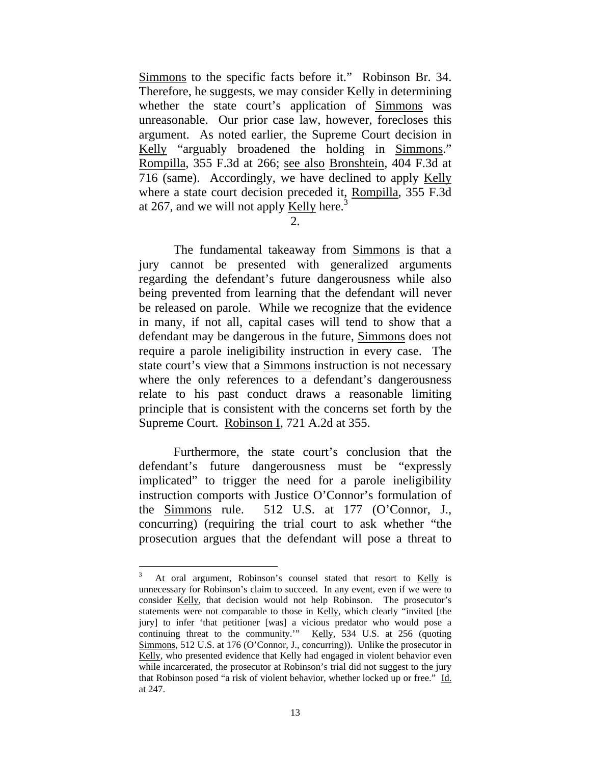Simmons to the specific facts before it." Robinson Br. 34. Therefore, he suggests, we may consider Kelly in determining whether the state court's application of Simmons was unreasonable. Our prior case law, however, forecloses this argument. As noted earlier, the Supreme Court decision in Kelly "arguably broadened the holding in Simmons." Rompilla, 355 F.3d at 266; see also Bronshtein, 404 F.3d at 716 (same). Accordingly, we have declined to apply Kelly where a state court decision preceded it, Rompilla, 355 F.3d at 267, and we will not apply Kelly here.[3]

2.

The fundamental takeaway from Simmons is that a jury cannot be presented with generalized arguments regarding the defendant's future dangerousness while also being prevented from learning that the defendant will never be released on parole. While we recognize that the evidence in many, if not all, capital cases will tend to show that a defendant may be dangerous in the future, Simmons does not require a parole ineligibility instruction in every case. The state court's view that a Simmons instruction is not necessary where the only references to a defendant's dangerousness relate to his past conduct draws a reasonable limiting principle that is consistent with the concerns set forth by the Supreme Court. Robinson I, 721 A.2d at 355.

Furthermore, the state court's conclusion that the defendant's future dangerousness must be "expressly implicated" to trigger the need for a parole ineligibility instruction comports with Justice O'Connor's formulation of the Simmons rule. 512 U.S. at 177 (O'Connor, J., concurring) (requiring the trial court to ask whether "the prosecution argues that the defendant will pose a threat to

---

[3] At oral argument, Robinson's counsel stated that resort to Kelly is unnecessary for Robinson's claim to succeed. In any event, even if we were to consider Kelly, that decision would not help Robinson. The prosecutor's statements were not comparable to those in Kelly, which clearly "invited [the jury] to infer 'that petitioner [was] a vicious predator who would pose a continuing threat to the community.'" Kelly, 534 U.S. at 256 (quoting Simmons, 512 U.S. at 176 (O'Connor, J., concurring)). Unlike the prosecutor in Kelly, who presented evidence that Kelly had engaged in violent behavior even while incarcerated, the prosecutor at Robinson's trial did not suggest to the jury that Robinson posed "a risk of violent behavior, whether locked up or free." Id. at 247.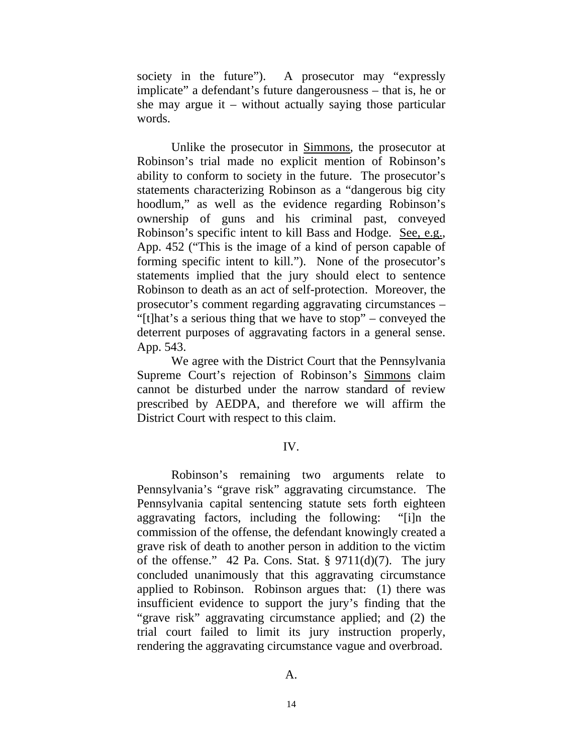society in the future"). A prosecutor may "expressly implicate" a defendant's future dangerousness – that is, he or she may argue it – without actually saying those particular words.

Unlike the prosecutor in Simmons, the prosecutor at Robinson's trial made no explicit mention of Robinson's ability to conform to society in the future. The prosecutor's statements characterizing Robinson as a "dangerous big city hoodlum," as well as the evidence regarding Robinson's ownership of guns and his criminal past, conveyed Robinson's specific intent to kill Bass and Hodge. See, e.g., App. 452 ("This is the image of a kind of person capable of forming specific intent to kill."). None of the prosecutor's statements implied that the jury should elect to sentence Robinson to death as an act of self-protection. Moreover, the prosecutor's comment regarding aggravating circumstances – "[t]hat's a serious thing that we have to stop" – conveyed the deterrent purposes of aggravating factors in a general sense. App. 543.

We agree with the District Court that the Pennsylvania Supreme Court's rejection of Robinson's Simmons claim cannot be disturbed under the narrow standard of review prescribed by AEDPA, and therefore we will affirm the District Court with respect to this claim.

## IV.

Robinson's remaining two arguments relate to Pennsylvania's "grave risk" aggravating circumstance. The Pennsylvania capital sentencing statute sets forth eighteen aggravating factors, including the following: "[i]n the commission of the offense, the defendant knowingly created a grave risk of death to another person in addition to the victim of the offense." 42 Pa. Cons. Stat. § 9711(d)(7). The jury concluded unanimously that this aggravating circumstance applied to Robinson. Robinson argues that: (1) there was insufficient evidence to support the jury's finding that the "grave risk" aggravating circumstance applied; and (2) the trial court failed to limit its jury instruction properly, rendering the aggravating circumstance vague and overbroad.

### A.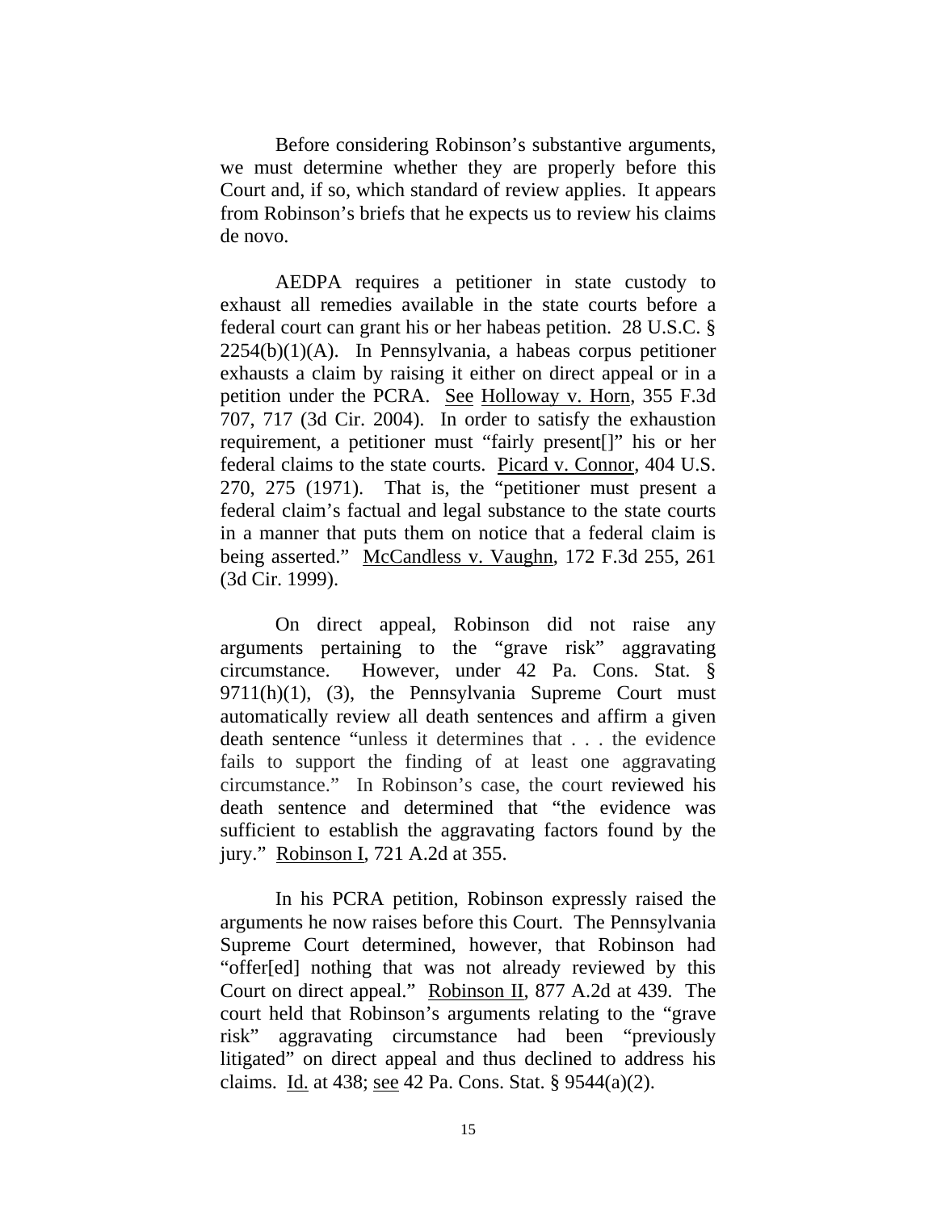Before considering Robinson's substantive arguments, we must determine whether they are properly before this Court and, if so, which standard of review applies. It appears from Robinson's briefs that he expects us to review his claims de novo.

AEDPA requires a petitioner in state custody to exhaust all remedies available in the state courts before a federal court can grant his or her habeas petition. 28 U.S.C. § 2254(b)(1)(A). In Pennsylvania, a habeas corpus petitioner exhausts a claim by raising it either on direct appeal or in a petition under the PCRA. See Holloway v. Horn, 355 F.3d 707, 717 (3d Cir. 2004). In order to satisfy the exhaustion requirement, a petitioner must "fairly present[]" his or her federal claims to the state courts. Picard v. Connor, 404 U.S. 270, 275 (1971). That is, the "petitioner must present a federal claim's factual and legal substance to the state courts in a manner that puts them on notice that a federal claim is being asserted." McCandless v. Vaughn, 172 F.3d 255, 261 (3d Cir. 1999).

On direct appeal, Robinson did not raise any arguments pertaining to the "grave risk" aggravating circumstance. However, under 42 Pa. Cons. Stat. § 9711(h)(1), (3), the Pennsylvania Supreme Court must automatically review all death sentences and affirm a given death sentence "unless it determines that . . . the evidence fails to support the finding of at least one aggravating circumstance." In Robinson's case, the court reviewed his death sentence and determined that "the evidence was sufficient to establish the aggravating factors found by the jury." Robinson I, 721 A.2d at 355.

In his PCRA petition, Robinson expressly raised the arguments he now raises before this Court. The Pennsylvania Supreme Court determined, however, that Robinson had "offer[ed] nothing that was not already reviewed by this Court on direct appeal." Robinson II, 877 A.2d at 439. The court held that Robinson's arguments relating to the "grave risk" aggravating circumstance had been "previously litigated" on direct appeal and thus declined to address his claims. Id. at 438; see 42 Pa. Cons. Stat. § 9544(a)(2).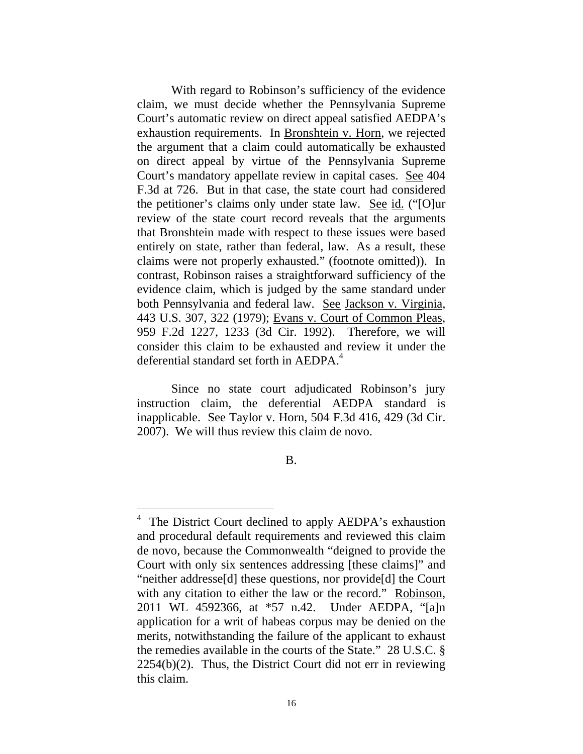With regard to Robinson's sufficiency of the evidence claim, we must decide whether the Pennsylvania Supreme Court's automatic review on direct appeal satisfied AEDPA's exhaustion requirements. In Bronshtein v. Horn, we rejected the argument that a claim could automatically be exhausted on direct appeal by virtue of the Pennsylvania Supreme Court's mandatory appellate review in capital cases. See 404 F.3d at 726. But in that case, the state court had considered the petitioner's claims only under state law. See id. ("[O]ur review of the state court record reveals that the arguments that Bronshtein made with respect to these issues were based entirely on state, rather than federal, law. As a result, these claims were not properly exhausted." (footnote omitted)). In contrast, Robinson raises a straightforward sufficiency of the evidence claim, which is judged by the same standard under both Pennsylvania and federal law. See Jackson v. Virginia, 443 U.S. 307, 322 (1979); Evans v. Court of Common Pleas, 959 F.2d 1227, 1233 (3d Cir. 1992). Therefore, we will consider this claim to be exhausted and review it under the deferential standard set forth in AEDPA.[4]

Since no state court adjudicated Robinson's jury instruction claim, the deferential AEDPA standard is inapplicable. See Taylor v. Horn, 504 F.3d 416, 429 (3d Cir. 2007). We will thus review this claim de novo.

B.

---

[4] The District Court declined to apply AEDPA's exhaustion and procedural default requirements and reviewed this claim de novo, because the Commonwealth "deigned to provide the Court with only six sentences addressing [these claims]" and "neither addresse[d] these questions, nor provide[d] the Court with any citation to either the law or the record." Robinson, 2011 WL 4592366, at *57 n.42. Under AEDPA, "[a]n application for a writ of habeas corpus may be denied on the merits, notwithstanding the failure of the applicant to exhaust the remedies available in the courts of the State." 28 U.S.C. § 2254(b)(2). Thus, the District Court did not err in reviewing this claim.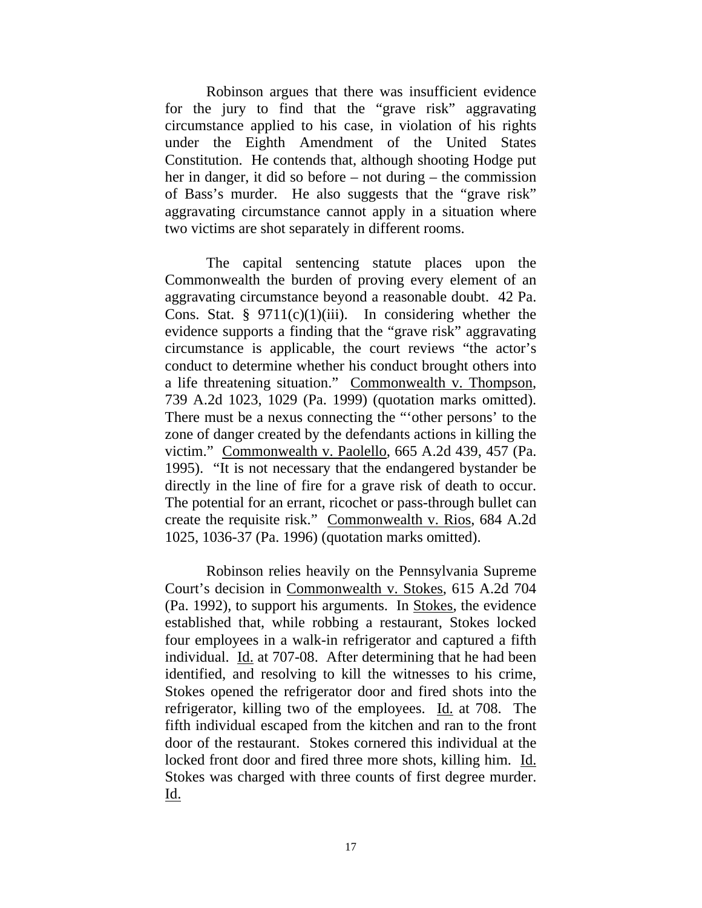Robinson argues that there was insufficient evidence for the jury to find that the "grave risk" aggravating circumstance applied to his case, in violation of his rights under the Eighth Amendment of the United States Constitution. He contends that, although shooting Hodge put her in danger, it did so before – not during – the commission of Bass's murder. He also suggests that the "grave risk" aggravating circumstance cannot apply in a situation where two victims are shot separately in different rooms.

The capital sentencing statute places upon the Commonwealth the burden of proving every element of an aggravating circumstance beyond a reasonable doubt. 42 Pa. Cons. Stat. § 9711(c)(1)(iii). In considering whether the evidence supports a finding that the "grave risk" aggravating circumstance is applicable, the court reviews "the actor's conduct to determine whether his conduct brought others into a life threatening situation." Commonwealth v. Thompson, 739 A.2d 1023, 1029 (Pa. 1999) (quotation marks omitted). There must be a nexus connecting the "'other persons' to the zone of danger created by the defendants actions in killing the victim." Commonwealth v. Paolello, 665 A.2d 439, 457 (Pa. 1995). "It is not necessary that the endangered bystander be directly in the line of fire for a grave risk of death to occur. The potential for an errant, ricochet or pass-through bullet can create the requisite risk." Commonwealth v. Rios, 684 A.2d 1025, 1036-37 (Pa. 1996) (quotation marks omitted).

Robinson relies heavily on the Pennsylvania Supreme Court's decision in Commonwealth v. Stokes, 615 A.2d 704 (Pa. 1992), to support his arguments. In Stokes, the evidence established that, while robbing a restaurant, Stokes locked four employees in a walk-in refrigerator and captured a fifth individual. Id. at 707-08. After determining that he had been identified, and resolving to kill the witnesses to his crime, Stokes opened the refrigerator door and fired shots into the refrigerator, killing two of the employees. Id. at 708. The fifth individual escaped from the kitchen and ran to the front door of the restaurant. Stokes cornered this individual at the locked front door and fired three more shots, killing him. Id. Stokes was charged with three counts of first degree murder. Id.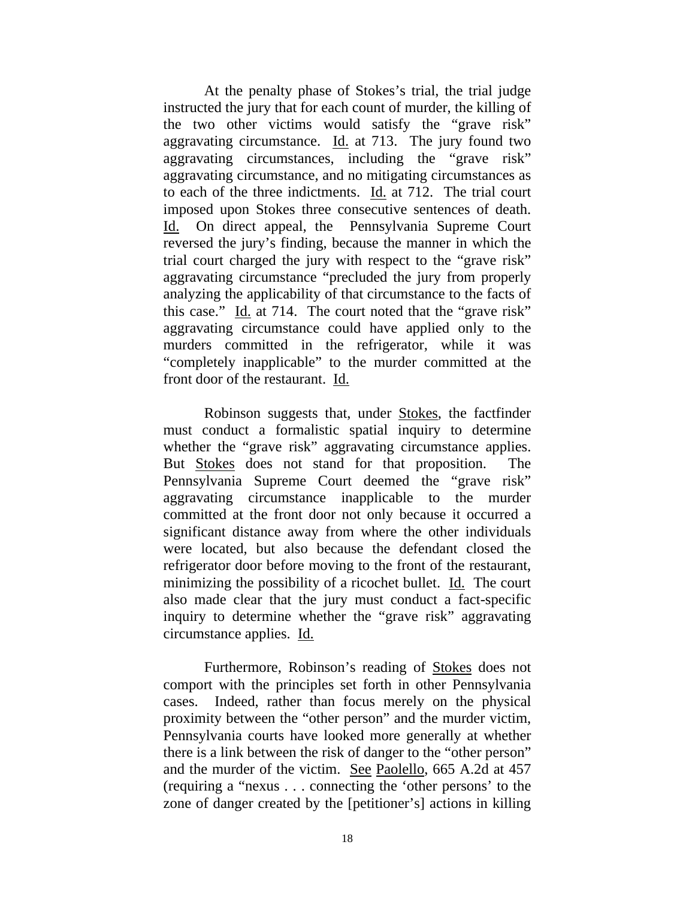At the penalty phase of Stokes's trial, the trial judge instructed the jury that for each count of murder, the killing of the two other victims would satisfy the "grave risk" aggravating circumstance. Id. at 713. The jury found two aggravating circumstances, including the "grave risk" aggravating circumstance, and no mitigating circumstances as to each of the three indictments. Id. at 712. The trial court imposed upon Stokes three consecutive sentences of death. Id. On direct appeal, the Pennsylvania Supreme Court reversed the jury's finding, because the manner in which the trial court charged the jury with respect to the "grave risk" aggravating circumstance "precluded the jury from properly analyzing the applicability of that circumstance to the facts of this case." Id. at 714. The court noted that the "grave risk" aggravating circumstance could have applied only to the murders committed in the refrigerator, while it was "completely inapplicable" to the murder committed at the front door of the restaurant. Id.

Robinson suggests that, under Stokes, the factfinder must conduct a formalistic spatial inquiry to determine whether the "grave risk" aggravating circumstance applies. But Stokes does not stand for that proposition. The Pennsylvania Supreme Court deemed the "grave risk" aggravating circumstance inapplicable to the murder committed at the front door not only because it occurred a significant distance away from where the other individuals were located, but also because the defendant closed the refrigerator door before moving to the front of the restaurant, minimizing the possibility of a ricochet bullet. Id. The court also made clear that the jury must conduct a fact-specific inquiry to determine whether the "grave risk" aggravating circumstance applies. Id.

Furthermore, Robinson's reading of Stokes does not comport with the principles set forth in other Pennsylvania cases. Indeed, rather than focus merely on the physical proximity between the "other person" and the murder victim, Pennsylvania courts have looked more generally at whether there is a link between the risk of danger to the "other person" and the murder of the victim. See Paolello, 665 A.2d at 457 (requiring a "nexus . . . connecting the 'other persons' to the zone of danger created by the [petitioner's] actions in killing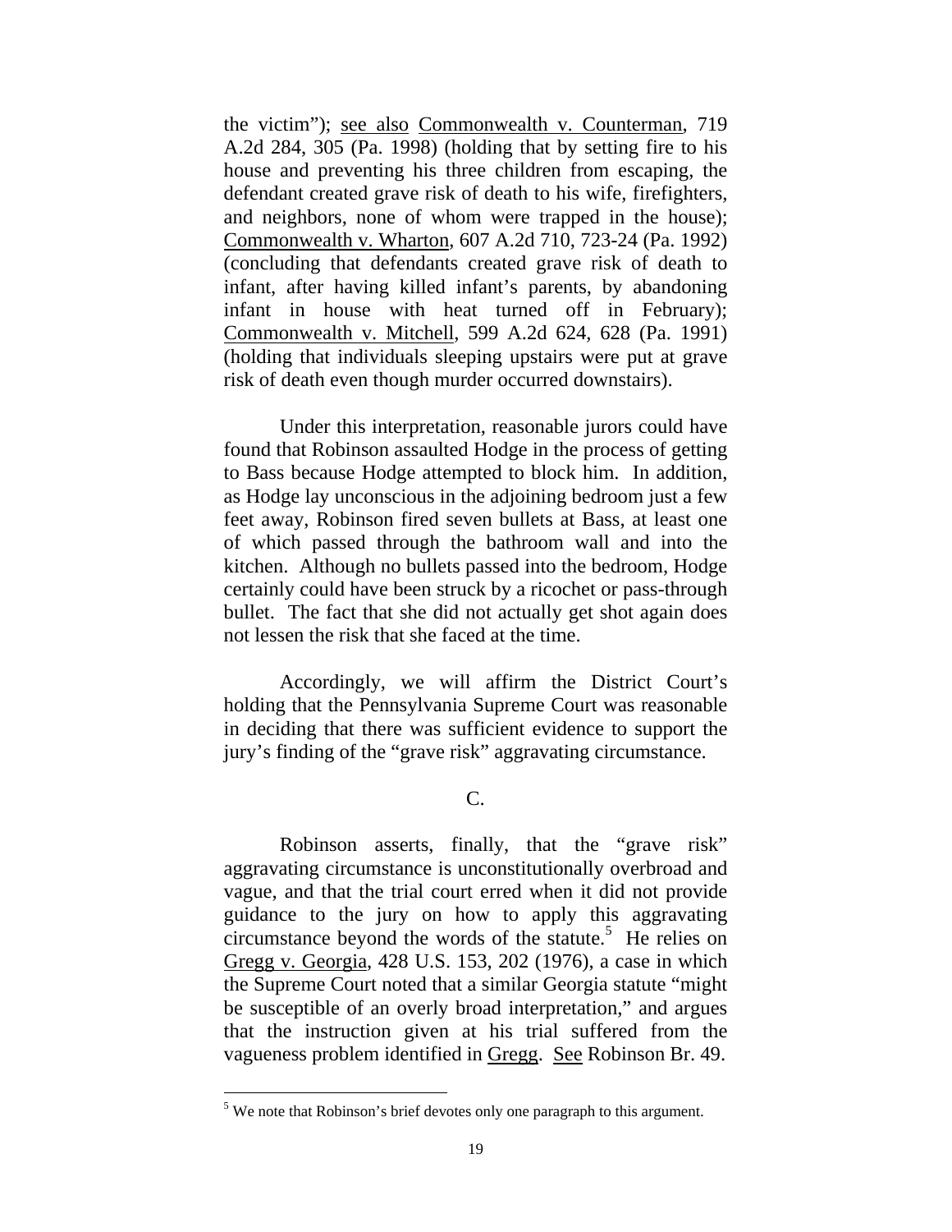the victim"); see also Commonwealth v. Counterman, 719 A.2d 284, 305 (Pa. 1998) (holding that by setting fire to his house and preventing his three children from escaping, the defendant created grave risk of death to his wife, firefighters, and neighbors, none of whom were trapped in the house); Commonwealth v. Wharton, 607 A.2d 710, 723-24 (Pa. 1992) (concluding that defendants created grave risk of death to infant, after having killed infant's parents, by abandoning infant in house with heat turned off in February); Commonwealth v. Mitchell, 599 A.2d 624, 628 (Pa. 1991) (holding that individuals sleeping upstairs were put at grave risk of death even though murder occurred downstairs).

Under this interpretation, reasonable jurors could have found that Robinson assaulted Hodge in the process of getting to Bass because Hodge attempted to block him. In addition, as Hodge lay unconscious in the adjoining bedroom just a few feet away, Robinson fired seven bullets at Bass, at least one of which passed through the bathroom wall and into the kitchen. Although no bullets passed into the bedroom, Hodge certainly could have been struck by a ricochet or pass-through bullet. The fact that she did not actually get shot again does not lessen the risk that she faced at the time.

Accordingly, we will affirm the District Court's holding that the Pennsylvania Supreme Court was reasonable in deciding that there was sufficient evidence to support the jury's finding of the "grave risk" aggravating circumstance.

### C.

Robinson asserts, finally, that the "grave risk" aggravating circumstance is unconstitutionally overbroad and vague, and that the trial court erred when it did not provide guidance to the jury on how to apply this aggravating circumstance beyond the words of the statute.[5] He relies on Gregg v. Georgia, 428 U.S. 153, 202 (1976), a case in which the Supreme Court noted that a similar Georgia statute "might be susceptible of an overly broad interpretation," and argues that the instruction given at his trial suffered from the vagueness problem identified in Gregg. See Robinson Br. 49.

---

[5] We note that Robinson's brief devotes only one paragraph to this argument.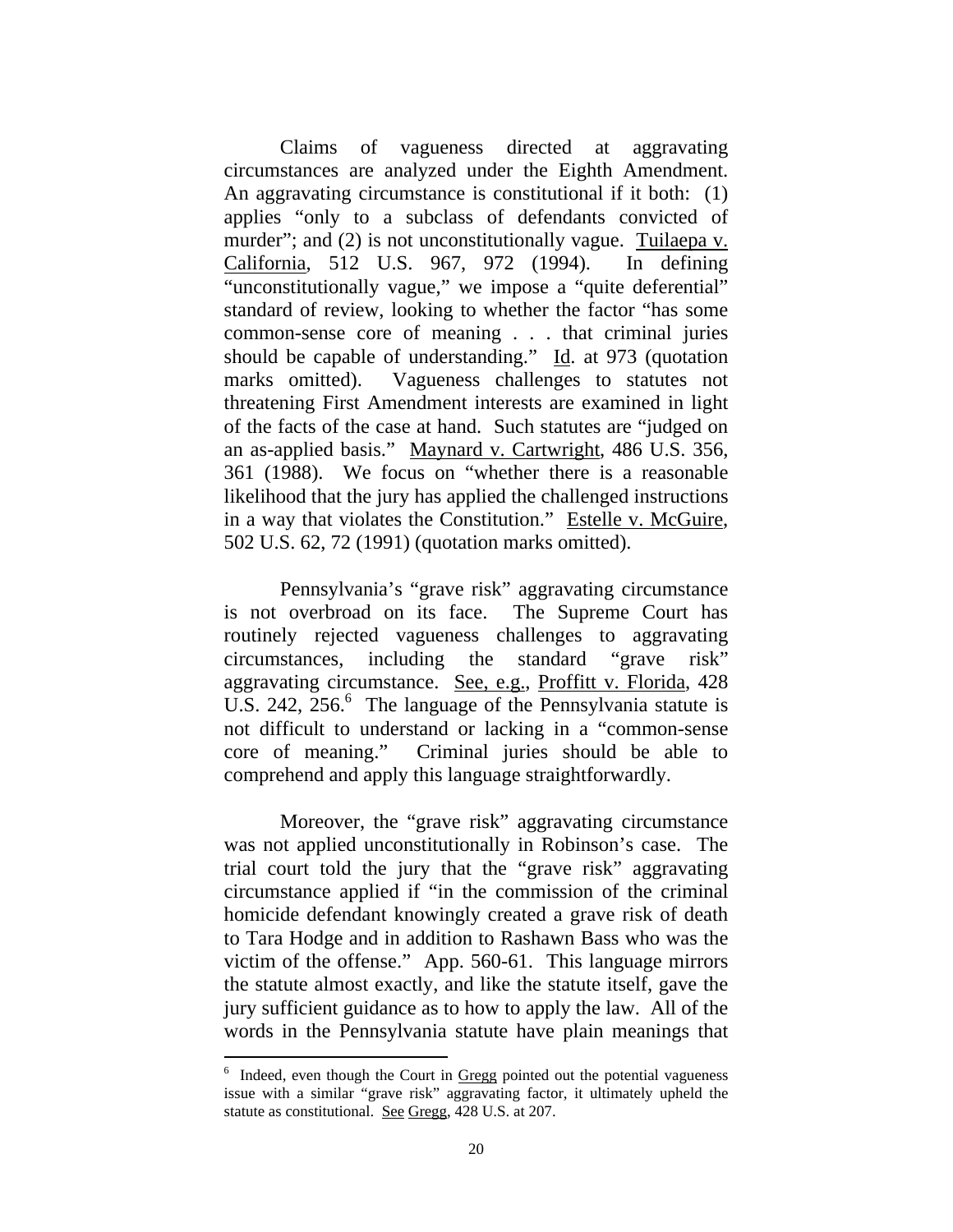Claims of vagueness directed at aggravating circumstances are analyzed under the Eighth Amendment. An aggravating circumstance is constitutional if it both: (1) applies "only to a subclass of defendants convicted of murder"; and (2) is not unconstitutionally vague. Tuilaepa v. California, 512 U.S. 967, 972 (1994). In defining "unconstitutionally vague," we impose a "quite deferential" standard of review, looking to whether the factor "has some common-sense core of meaning . . . that criminal juries should be capable of understanding." Id. at 973 (quotation marks omitted). Vagueness challenges to statutes not threatening First Amendment interests are examined in light of the facts of the case at hand. Such statutes are "judged on an as-applied basis." Maynard v. Cartwright, 486 U.S. 356, 361 (1988). We focus on "whether there is a reasonable likelihood that the jury has applied the challenged instructions in a way that violates the Constitution." Estelle v. McGuire, 502 U.S. 62, 72 (1991) (quotation marks omitted).

Pennsylvania's "grave risk" aggravating circumstance is not overbroad on its face. The Supreme Court has routinely rejected vagueness challenges to aggravating circumstances, including the standard "grave risk" aggravating circumstance. See, e.g., Proffitt v. Florida, 428 U.S. 242, 256.[6] The language of the Pennsylvania statute is not difficult to understand or lacking in a "common-sense core of meaning." Criminal juries should be able to comprehend and apply this language straightforwardly.

Moreover, the "grave risk" aggravating circumstance was not applied unconstitutionally in Robinson's case. The trial court told the jury that the "grave risk" aggravating circumstance applied if "in the commission of the criminal homicide defendant knowingly created a grave risk of death to Tara Hodge and in addition to Rashawn Bass who was the victim of the offense." App. 560-61. This language mirrors the statute almost exactly, and like the statute itself, gave the jury sufficient guidance as to how to apply the law. All of the words in the Pennsylvania statute have plain meanings that

---

[6] Indeed, even though the Court in Gregg pointed out the potential vagueness issue with a similar "grave risk" aggravating factor, it ultimately upheld the statute as constitutional. See Gregg, 428 U.S. at 207.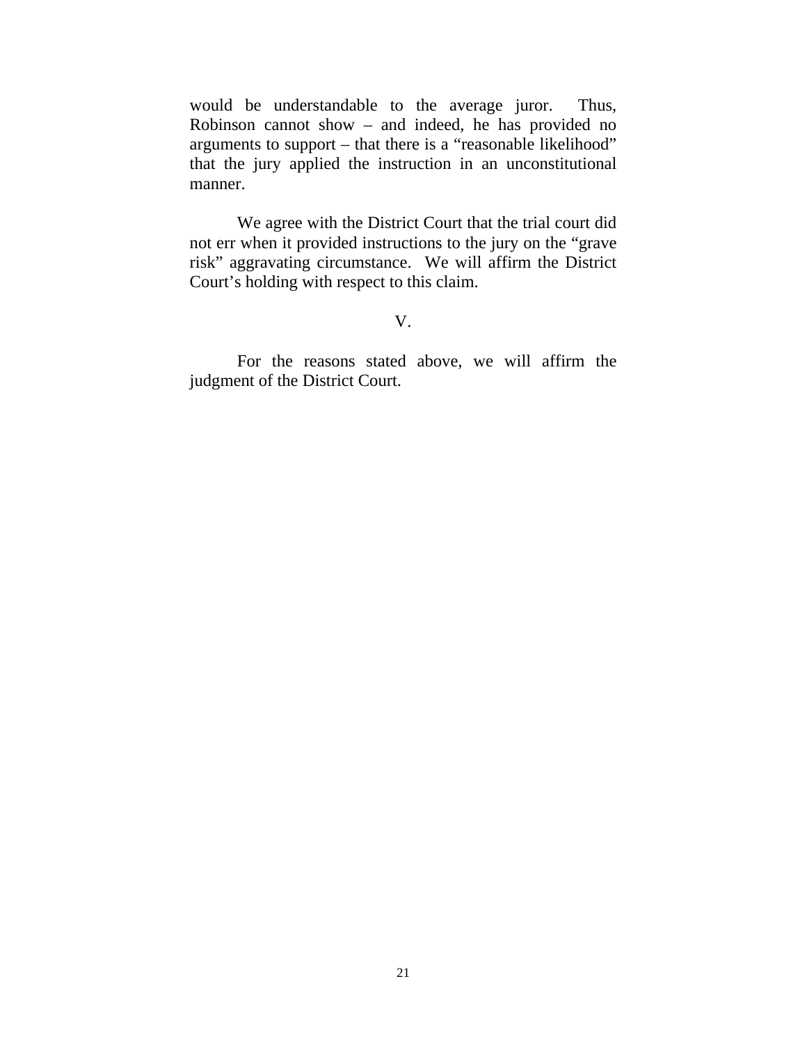would be understandable to the average juror. Thus, Robinson cannot show – and indeed, he has provided no arguments to support – that there is a "reasonable likelihood" that the jury applied the instruction in an unconstitutional manner.

We agree with the District Court that the trial court did not err when it provided instructions to the jury on the "grave risk" aggravating circumstance. We will affirm the District Court's holding with respect to this claim.

## V.

For the reasons stated above, we will affirm the judgment of the District Court.